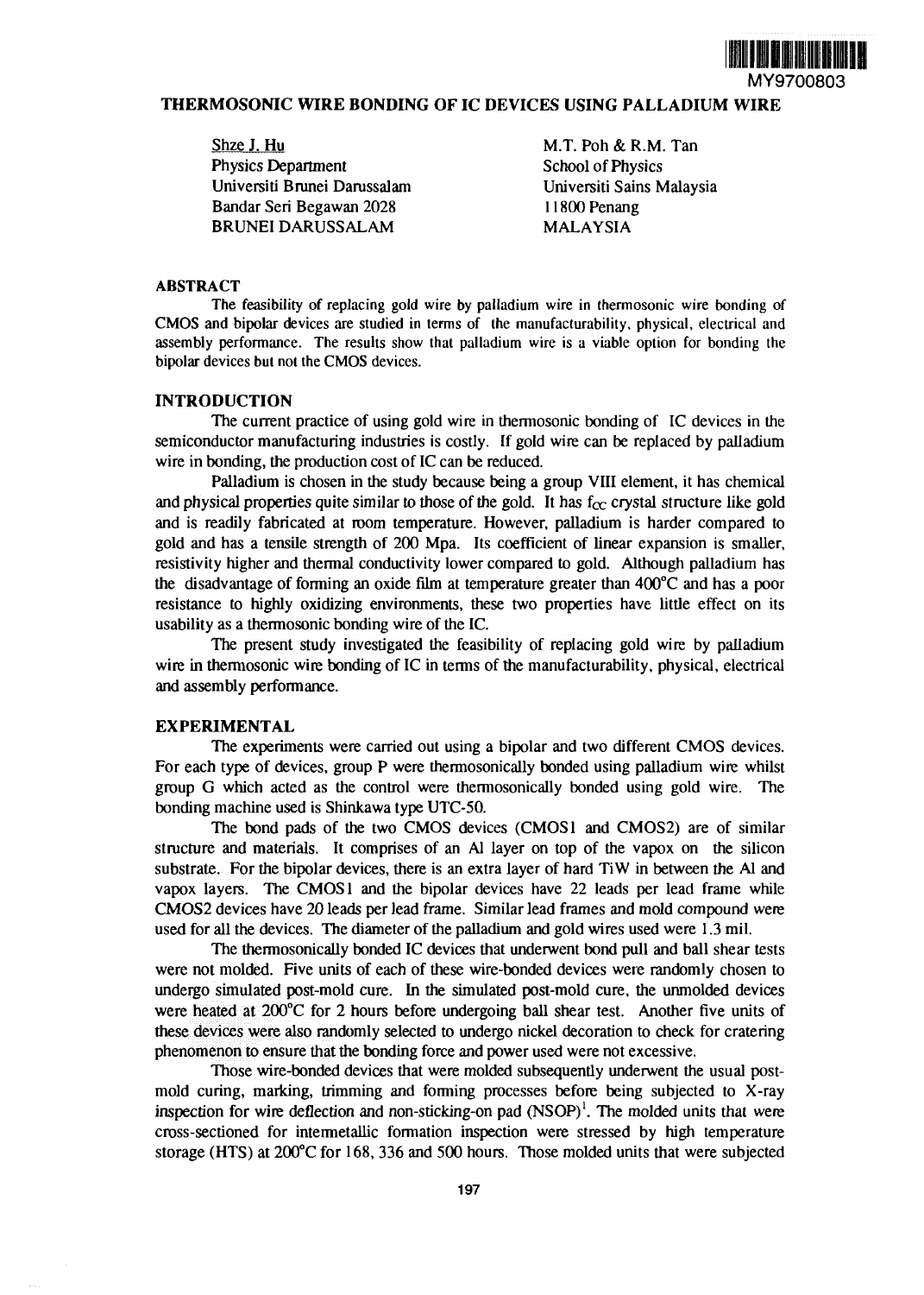MY9700803

# THERMOSONIC WIRE BONDING OF IC DEVICES USING PALLADIUM WIRE

Shze J. Hu
Physics Department
Universiti Brunei Darussalam
Bandar Seri Begawan 2028
BRUNEI DARUSSALAM

M.T. Poh & R.M. Tan
School of Physics
Universiti Sains Malaysia
11800 Penang
MALAYSIA

## ABSTRACT

The feasibility of replacing gold wire by palladium wire in thermosonic wire bonding of CMOS and bipolar devices are studied in terms of the manufacturability, physical, electrical and assembly performance. The results show that palladium wire is a viable option for bonding the bipolar devices but not the CMOS devices.

## INTRODUCTION

The current practice of using gold wire in thermosonic bonding of IC devices in the semiconductor manufacturing industries is costly. If gold wire can be replaced by palladium wire in bonding, the production cost of IC can be reduced.

Palladium is chosen in the study because being a group VIII element, it has chemical and physical properties quite similar to those of the gold. It has $f_{cc}$ crystal structure like gold and is readily fabricated at room temperature. However, palladium is harder compared to gold and has a tensile strength of 200 Mpa. Its coefficient of linear expansion is smaller, resistivity higher and thermal conductivity lower compared to gold. Although palladium has the disadvantage of forming an oxide film at temperature greater than 400°C and has a poor resistance to highly oxidizing environments, these two properties have little effect on its usability as a thermosonic bonding wire of the IC.

The present study investigated the feasibility of replacing gold wire by palladium wire in thermosonic wire bonding of IC in terms of the manufacturability, physical, electrical and assembly performance.

## EXPERIMENTAL

The experiments were carried out using a bipolar and two different CMOS devices. For each type of devices, group P were thermosonically bonded using palladium wire whilst group G which acted as the control were thermosonically bonded using gold wire. The bonding machine used is Shinkawa type UTC-50.

The bond pads of the two CMOS devices (CMOS1 and CMOS2) are of similar structure and materials. It comprises of an Al layer on top of the vapox on the silicon substrate. For the bipolar devices, there is an extra layer of hard TiW in between the Al and vapox layers. The CMOS1 and the bipolar devices have 22 leads per lead frame while CMOS2 devices have 20 leads per lead frame. Similar lead frames and mold compound were used for all the devices. The diameter of the palladium and gold wires used were 1.3 mil.

The thermosonically bonded IC devices that underwent bond pull and ball shear tests were not molded. Five units of each of these wire-bonded devices were randomly chosen to undergo simulated post-mold cure. In the simulated post-mold cure, the unmolded devices were heated at 200°C for 2 hours before undergoing ball shear test. Another five units of these devices were also randomly selected to undergo nickel decoration to check for cratering phenomenon to ensure that the bonding force and power used were not excessive.

Those wire-bonded devices that were molded subsequently underwent the usual post-mold curing, marking, trimming and forming processes before being subjected to X-ray inspection for wire deflection and non-sticking-on pad (NSOP)[1]. The molded units that were cross-sectioned for intermetallic formation inspection were stressed by high temperature storage (HTS) at 200°C for 168, 336 and 500 hours. Those molded units that were subjected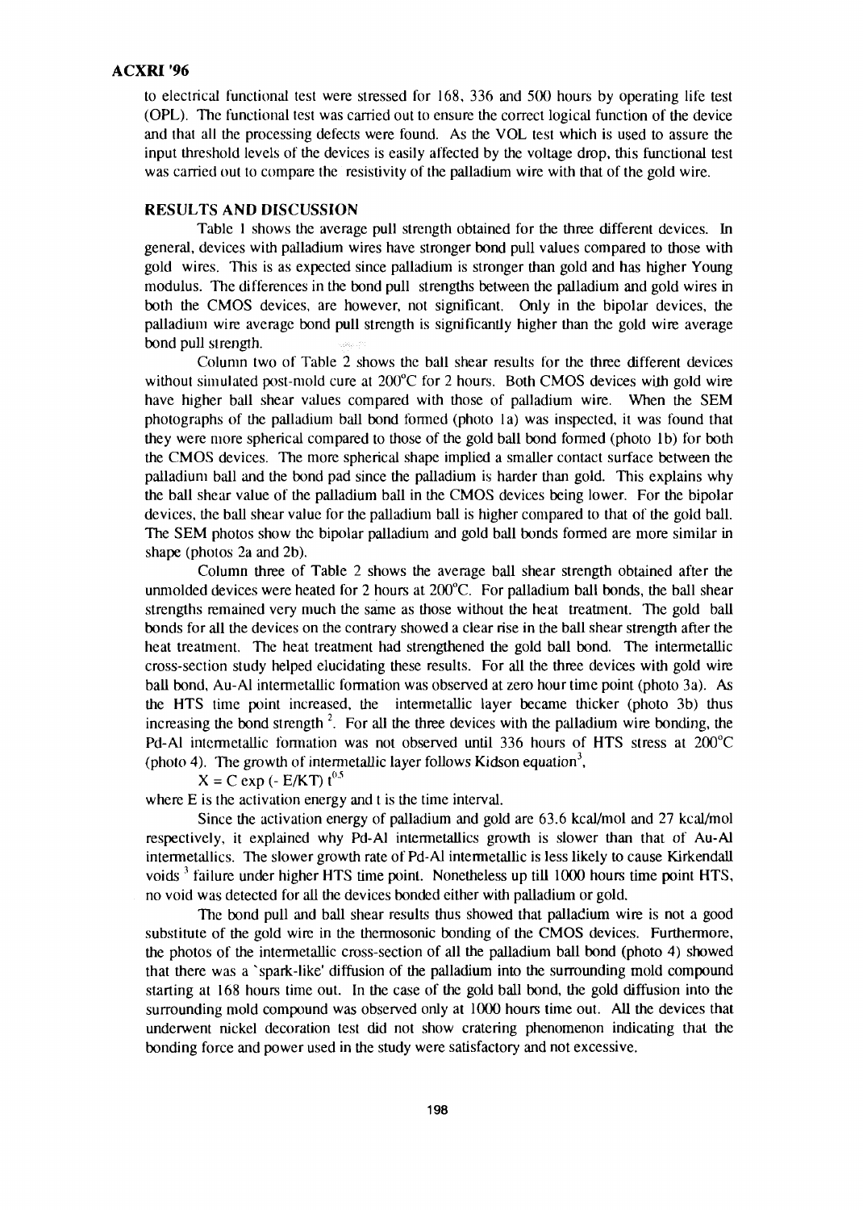to electrical functional test were stressed for 168, 336 and 500 hours by operating life test (OPL). The functional test was carried out to ensure the correct logical function of the device and that all the processing defects were found. As the VOL test which is used to assure the input threshold levels of the devices is easily affected by the voltage drop, this functional test was carried out to compare the resistivity of the palladium wire with that of the gold wire.

## RESULTS AND DISCUSSION

Table 1 shows the average pull strength obtained for the three different devices. In general, devices with palladium wires have stronger bond pull values compared to those with gold wires. This is as expected since palladium is stronger than gold and has higher Young modulus. The differences in the bond pull strengths between the palladium and gold wires in both the CMOS devices, are however, not significant. Only in the bipolar devices, the palladium wire average bond pull strength is significantly higher than the gold wire average bond pull strength.

Column two of Table 2 shows the ball shear results for the three different devices without simulated post-mold cure at 200°C for 2 hours. Both CMOS devices with gold wire have higher ball shear values compared with those of palladium wire. When the SEM photographs of the palladium ball bond formed (photo 1a) was inspected, it was found that they were more spherical compared to those of the gold ball bond formed (photo 1b) for both the CMOS devices. The more spherical shape implied a smaller contact surface between the palladium ball and the bond pad since the palladium is harder than gold. This explains why the ball shear value of the palladium ball in the CMOS devices being lower. For the bipolar devices, the ball shear value for the palladium ball is higher compared to that of the gold ball. The SEM photos show the bipolar palladium and gold ball bonds formed are more similar in shape (photos 2a and 2b).

Column three of Table 2 shows the average ball shear strength obtained after the unmolded devices were heated for 2 hours at 200°C. For palladium ball bonds, the ball shear strengths remained very much the same as those without the heat treatment. The gold ball bonds for all the devices on the contrary showed a clear rise in the ball shear strength after the heat treatment. The heat treatment had strengthened the gold ball bond. The intermetallic cross-section study helped elucidating these results. For all the three devices with gold wire ball bond, Au-Al intermetallic formation was observed at zero hour time point (photo 3a). As the HTS time point increased, the intermetallic layer became thicker (photo 3b) thus increasing the bond strength [2]. For all the three devices with the palladium wire bonding, the Pd-Al intermetallic formation was not observed until 336 hours of HTS stress at 200°C (photo 4). The growth of intermetallic layer follows Kidson equation[3],

$$X = C \exp(-E/KT)\, t^{0.5}$$

where E is the activation energy and t is the time interval.

Since the activation energy of palladium and gold are 63.6 kcal/mol and 27 kcal/mol respectively, it explained why Pd-Al intermetallics growth is slower than that of Au-Al intermetallics. The slower growth rate of Pd-Al intermetallic is less likely to cause Kirkendall voids [3] failure under higher HTS time point. Nonetheless up till 1000 hours time point HTS, no void was detected for all the devices bonded either with palladium or gold.

The bond pull and ball shear results thus showed that palladium wire is not a good substitute of the gold wire in the thermosonic bonding of the CMOS devices. Furthermore, the photos of the intermetallic cross-section of all the palladium ball bond (photo 4) showed that there was a 'spark-like' diffusion of the palladium into the surrounding mold compound starting at 168 hours time out. In the case of the gold ball bond, the gold diffusion into the surrounding mold compound was observed only at 1000 hours time out. All the devices that underwent nickel decoration test did not show cratering phenomenon indicating that the bonding force and power used in the study were satisfactory and not excessive.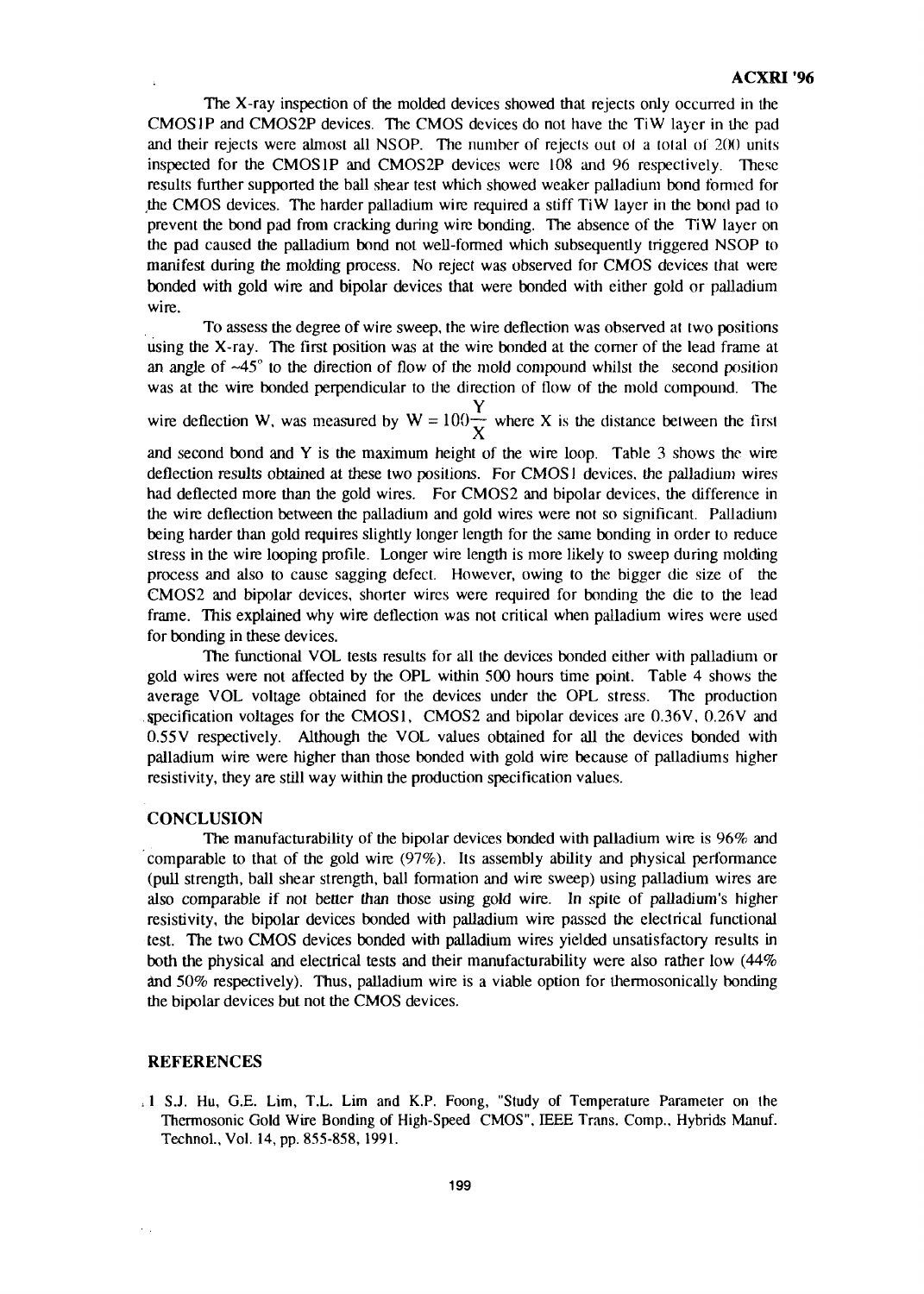The X-ray inspection of the molded devices showed that rejects only occurred in the CMOS1P and CMOS2P devices. The CMOS devices do not have the TiW layer in the pad and their rejects were almost all NSOP. The number of rejects out of a total of 200 units inspected for the CMOS1P and CMOS2P devices were 108 and 96 respectively. These results further supported the ball shear test which showed weaker palladium bond formed for the CMOS devices. The harder palladium wire required a stiff TiW layer in the bond pad to prevent the bond pad from cracking during wire bonding. The absence of the TiW layer on the pad caused the palladium bond not well-formed which subsequently triggered NSOP to manifest during the molding process. No reject was observed for CMOS devices that were bonded with gold wire and bipolar devices that were bonded with either gold or palladium wire.

To assess the degree of wire sweep, the wire deflection was observed at two positions using the X-ray. The first position was at the wire bonded at the corner of the lead frame at an angle of ~45° to the direction of flow of the mold compound whilst the second position was at the wire bonded perpendicular to the direction of flow of the mold compound. The wire deflection W, was measured by $W = 100\frac{Y}{X}$ where X is the distance between the first and second bond and Y is the maximum height of the wire loop. Table 3 shows the wire deflection results obtained at these two positions. For CMOS1 devices, the palladium wires had deflected more than the gold wires. For CMOS2 and bipolar devices, the difference in the wire deflection between the palladium and gold wires were not so significant. Palladium being harder than gold requires slightly longer length for the same bonding in order to reduce stress in the wire looping profile. Longer wire length is more likely to sweep during molding process and also to cause sagging defect. However, owing to the bigger die size of the CMOS2 and bipolar devices, shorter wires were required for bonding the die to the lead frame. This explained why wire deflection was not critical when palladium wires were used for bonding in these devices.

The functional VOL tests results for all the devices bonded either with palladium or gold wires were not affected by the OPL within 500 hours time point. Table 4 shows the average VOL voltage obtained for the devices under the OPL stress. The production specification voltages for the CMOS1, CMOS2 and bipolar devices are 0.36V, 0.26V and 0.55V respectively. Although the VOL values obtained for all the devices bonded with palladium wire were higher than those bonded with gold wire because of palladiums higher resistivity, they are still way within the production specification values.

## CONCLUSION

The manufacturability of the bipolar devices bonded with palladium wire is 96% and comparable to that of the gold wire (97%). Its assembly ability and physical performance (pull strength, ball shear strength, ball formation and wire sweep) using palladium wires are also comparable if not better than those using gold wire. In spite of palladium's higher resistivity, the bipolar devices bonded with palladium wire passed the electrical functional test. The two CMOS devices bonded with palladium wires yielded unsatisfactory results in both the physical and electrical tests and their manufacturability were also rather low (44% and 50% respectively). Thus, palladium wire is a viable option for thermosonically bonding the bipolar devices but not the CMOS devices.

## REFERENCES

1 S.J. Hu, G.E. Lim, T.L. Lim and K.P. Foong, "Study of Temperature Parameter on the Thermosonic Gold Wire Bonding of High-Speed CMOS", IEEE Trans. Comp., Hybrids Manuf. Technol., Vol. 14, pp. 855-858, 1991.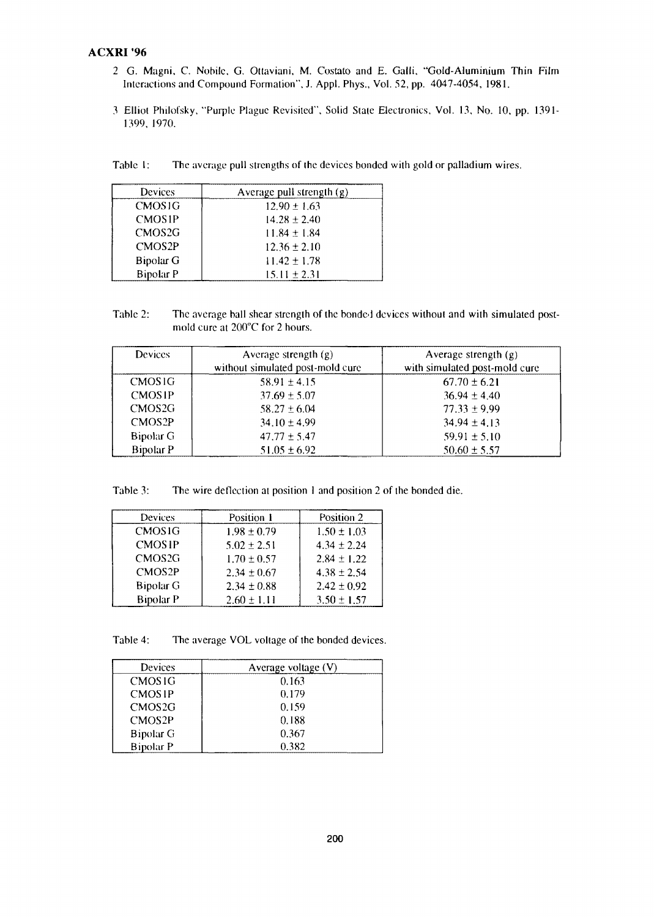2 G. Magni, C. Nobile, G. Ottaviani, M. Costato and E. Galli, "Gold-Aluminium Thin Film Interactions and Compound Formation", J. Appl. Phys., Vol. 52, pp. 4047-4054, 1981.

3 Elliot Philofsky, "Purple Plague Revisited", Solid State Electronics, Vol. 13, No. 10, pp. 1391-1399, 1970.

Table 1: The average pull strengths of the devices bonded with gold or palladium wires.

| Devices | Average pull strength (g) |
|---|---|
| CMOS1G | 12.90 ± 1.63 |
| CMOS1P | 14.28 ± 2.40 |
| CMOS2G | 11.84 ± 1.84 |
| CMOS2P | 12.36 ± 2.10 |
| Bipolar G | 11.42 ± 1.78 |
| Bipolar P | 15.11 ± 2.31 |

Table 2: The average ball shear strength of the bonded devices without and with simulated post-mold cure at 200°C for 2 hours.

| Devices | Average strength (g) without simulated post-mold cure | Average strength (g) with simulated post-mold cure |
|---|---|---|
| CMOS1G | 58.91 ± 4.15 | 67.70 ± 6.21 |
| CMOS1P | 37.69 ± 5.07 | 36.94 ± 4.40 |
| CMOS2G | 58.27 ± 6.04 | 77.33 ± 9.99 |
| CMOS2P | 34.10 ± 4.99 | 34.94 ± 4.13 |
| Bipolar G | 47.77 ± 5.47 | 59.91 ± 5.10 |
| Bipolar P | 51.05 ± 6.92 | 50.60 ± 5.57 |

Table 3: The wire deflection at position 1 and position 2 of the bonded die.

| Devices | Position 1 | Position 2 |
|---|---|---|
| CMOS1G | 1.98 ± 0.79 | 1.50 ± 1.03 |
| CMOS1P | 5.02 ± 2.51 | 4.34 ± 2.24 |
| CMOS2G | 1.70 ± 0.57 | 2.84 ± 1.22 |
| CMOS2P | 2.34 ± 0.67 | 4.38 ± 2.54 |
| Bipolar G | 2.34 ± 0.88 | 2.42 ± 0.92 |
| Bipolar P | 2.60 ± 1.11 | 3.50 ± 1.57 |

Table 4: The average VOL voltage of the bonded devices.

| Devices | Average voltage (V) |
|---|---|
| CMOS1G | 0.163 |
| CMOS1P | 0.179 |
| CMOS2G | 0.159 |
| CMOS2P | 0.188 |
| Bipolar G | 0.367 |
| Bipolar P | 0.382 |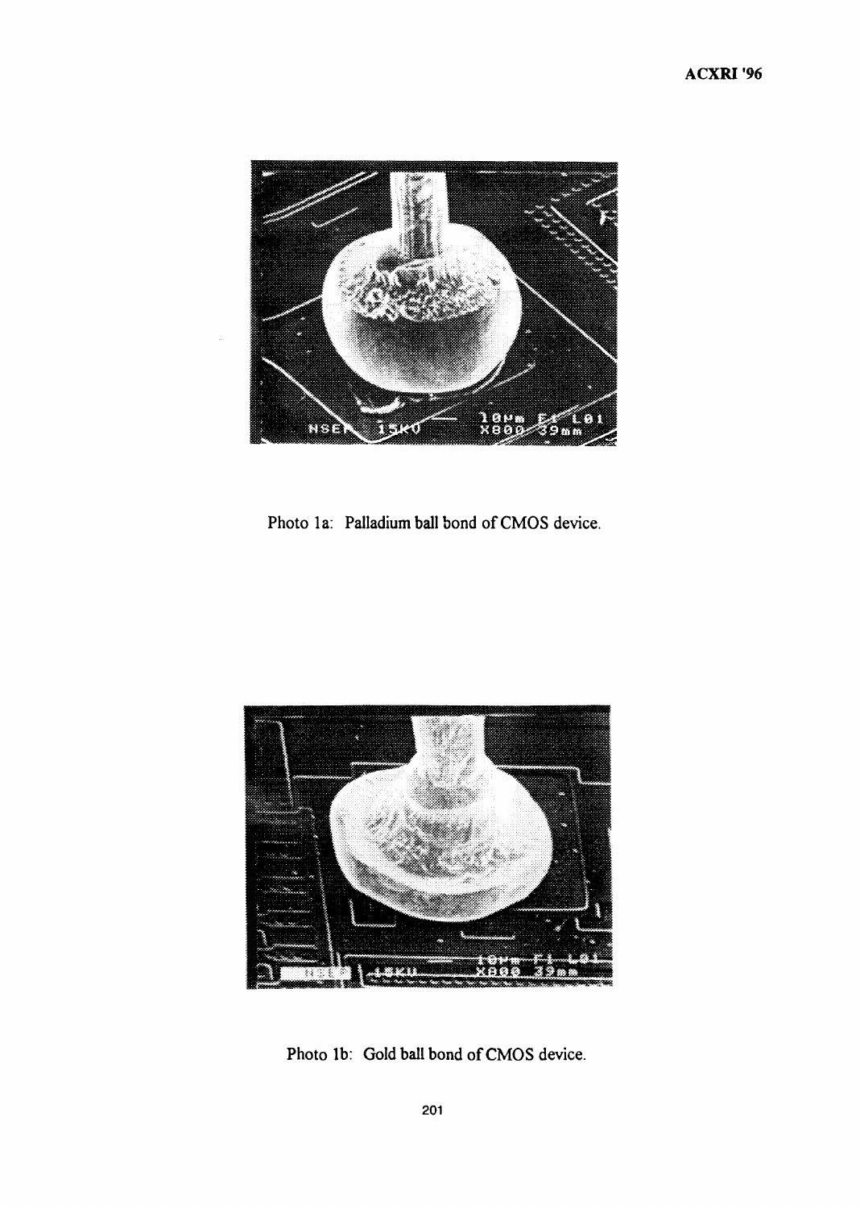Photo 1a: Palladium ball bond of CMOS device.

Photo 1b: Gold ball bond of CMOS device.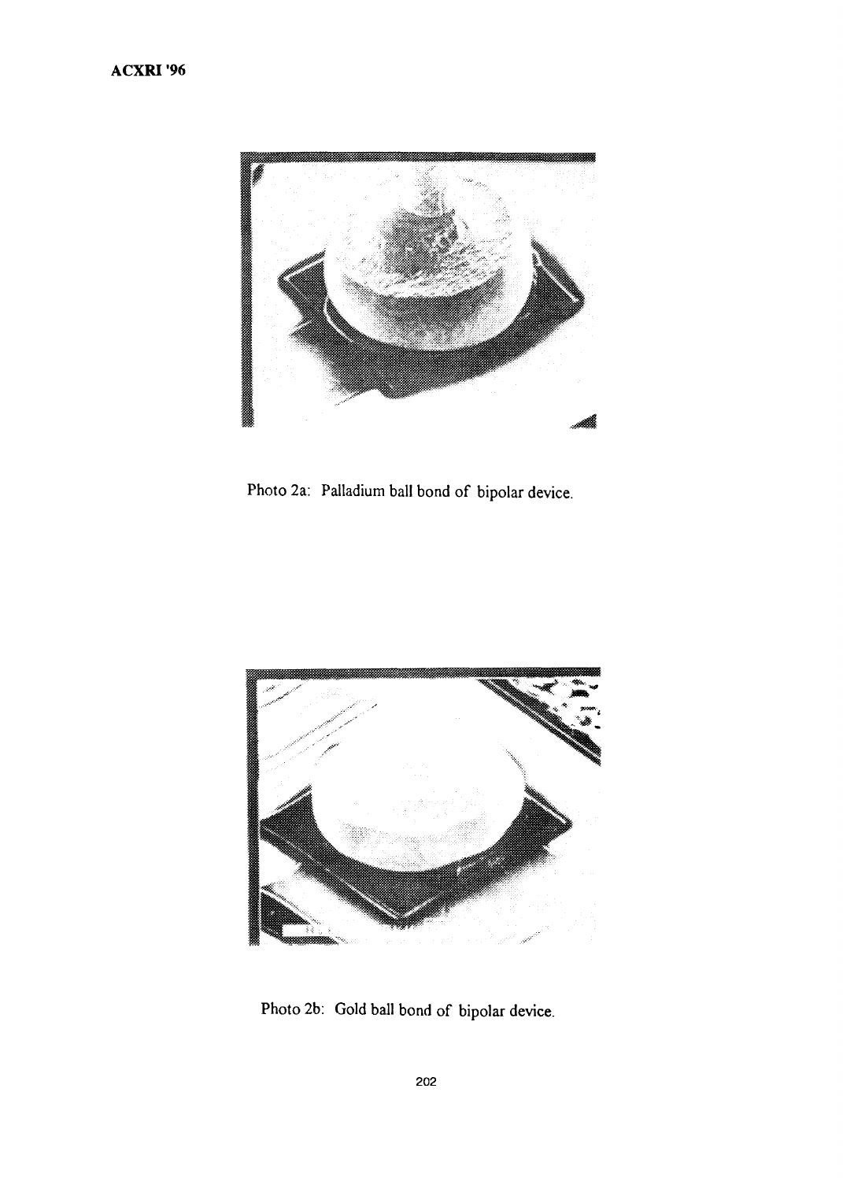Photo 2a: Palladium ball bond of bipolar device.

Photo 2b: Gold ball bond of bipolar device.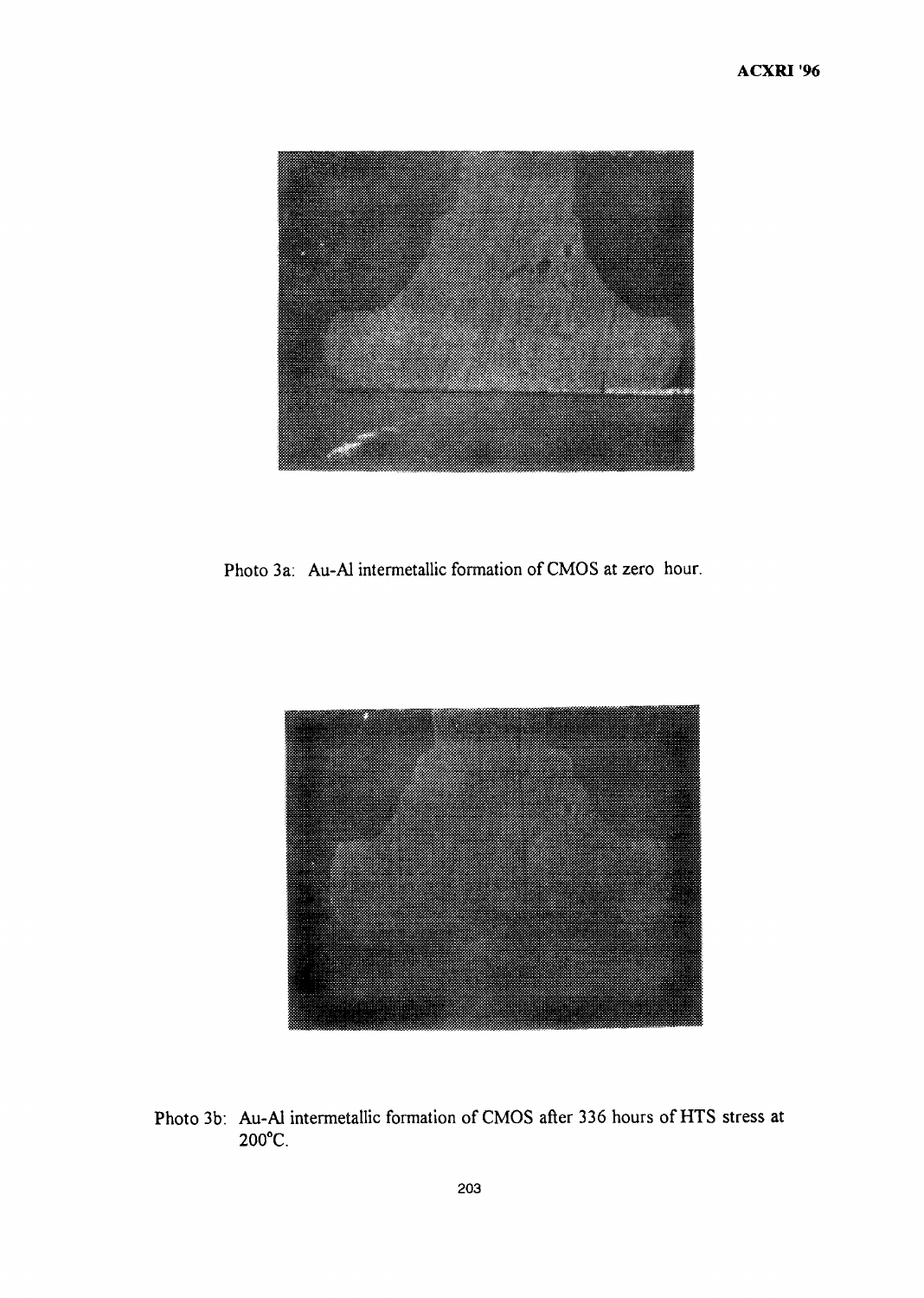Photo 3a: Au-Al intermetallic formation of CMOS at zero hour.

Photo 3b: Au-Al intermetallic formation of CMOS after 336 hours of HTS stress at 200°C.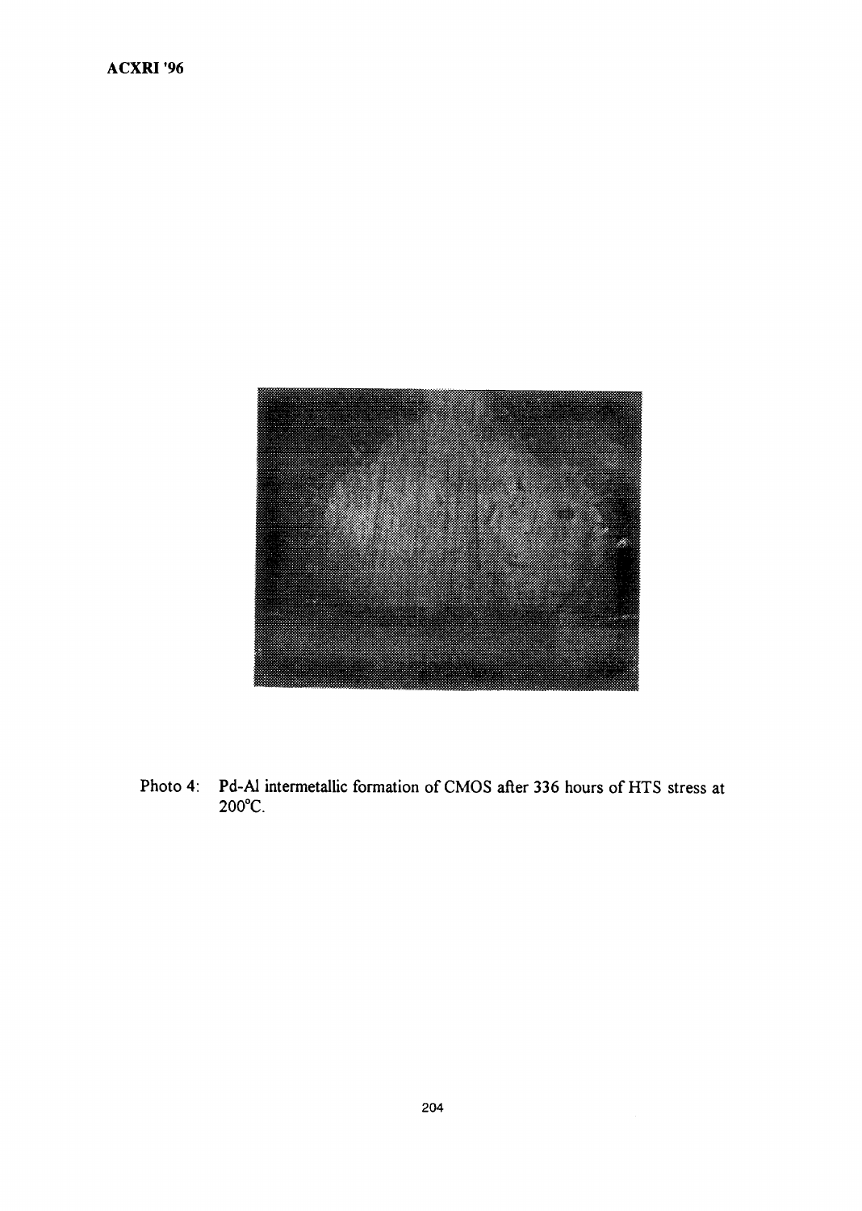Photo 4: Pd-Al intermetallic formation of CMOS after 336 hours of HTS stress at 200°C.